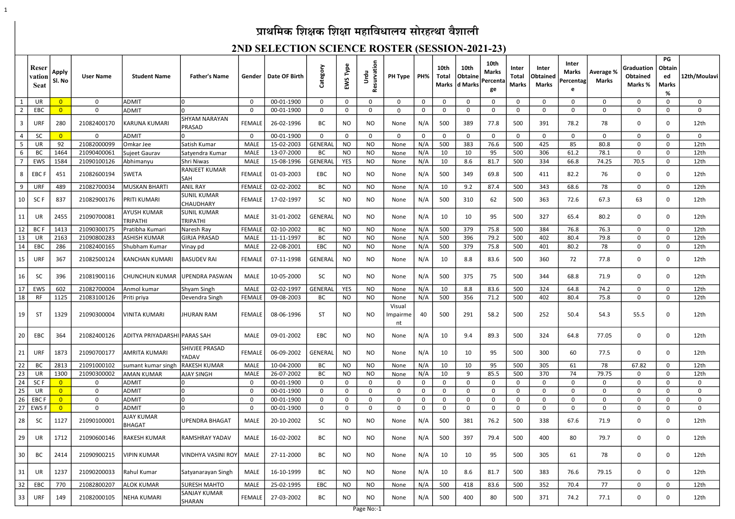# प्राथमिक शिक्षक शिक्षा महाविधालय सोरहत्था वैशाली

## 2ND SELECTION SCIENCE ROSTER (SESSION-2021-23)

| | Reservation Seat | Apply Sl. No | User Name | Student Name | Father's Name | Gender | Date OF Birth | Category | EWS Type | Urdu Resurvation | PH Type | PH% | 10th Total Marks | 10th Obtained Marks | 10th Marks Percentage | Inter Total Marks | Inter Obtained Marks | Inter Marks Percentage | Average % Marks | Graduation Obtained Marks % | PG Obtained Marks % | 12th/Moulavi |
|---|---|---|---|---|---|---|---|---|---|---|---|---|---|---|---|---|---|---|---|---|---|---|
| 1 | UR | 0 | 0 | ADMIT | 0 | 0 | 00-01-1900 | 0 | 0 | 0 | 0 | 0 | 0 | 0 | 0 | 0 | 0 | 0 | 0 | 0 | 0 | 0 |
| 2 | EBC | 0 | 0 | ADMIT | 0 | 0 | 00-01-1900 | 0 | 0 | 0 | 0 | 0 | 0 | 0 | 0 | 0 | 0 | 0 | 0 | 0 | 0 | 0 |
| 3 | URF | 280 | 21082400170 | KARUNA KUMARI | SHYAM NARAYAN PRASAD | FEMALE | 26-02-1996 | BC | NO | NO | None | N/A | 500 | 389 | 77.8 | 500 | 391 | 78.2 | 78 | 0 | 0 | 12th |
| 4 | SC | 0 | 0 | ADMIT | 0 | 0 | 00-01-1900 | 0 | 0 | 0 | 0 | 0 | 0 | 0 | 0 | 0 | 0 | 0 | 0 | 0 | 0 | 0 |
| 5 | UR | 92 | 21082000099 | Omkar Jee | Satish Kumar | MALE | 15-02-2003 | GENERAL | NO | NO | None | N/A | 500 | 383 | 76.6 | 500 | 425 | 85 | 80.8 | 0 | 0 | 12th |
| 6 | BC | 1464 | 21090400061 | Sujeet Gaurav | Satyendra Kumar | MALE | 13-07-2000 | BC | NO | NO | None | N/A | 10 | 10 | 95 | 500 | 306 | 61.2 | 78.1 | 0 | 0 | 12th |
| 7 | EWS | 1584 | 21090100126 | Abhimanyu | Shri Niwas | MALE | 15-08-1996 | GENERAL | YES | NO | None | N/A | 10 | 8.6 | 81.7 | 500 | 334 | 66.8 | 74.25 | 70.5 | 0 | 12th |
| 8 | EBC F | 451 | 21082600194 | SWETA | RANJEET KUMAR SAH | FEMALE | 01-03-2003 | EBC | NO | NO | None | N/A | 500 | 349 | 69.8 | 500 | 411 | 82.2 | 76 | 0 | 0 | 12th |
| 9 | URF | 489 | 21082700034 | MUSKAN BHARTI | ANIL RAY | FEMALE | 02-02-2002 | BC | NO | NO | None | N/A | 10 | 9.2 | 87.4 | 500 | 343 | 68.6 | 78 | 0 | 0 | 12th |
| 10 | SC F | 837 | 21082900176 | PRITI KUMARI | SUNIL KUMAR CHAUDHARY | FEMALE | 17-02-1997 | SC | NO | NO | None | N/A | 500 | 310 | 62 | 500 | 363 | 72.6 | 67.3 | 63 | 0 | 12th |
| 11 | UR | 2455 | 21090700081 | AYUSH KUMAR TRIPATHI | SUNIL KUMAR TRIPATHI | MALE | 31-01-2002 | GENERAL | NO | NO | None | N/A | 10 | 10 | 95 | 500 | 327 | 65.4 | 80.2 | 0 | 0 | 12th |
| 12 | BC F | 1413 | 21090300175 | Pratibha Kumari | Naresh Ray | FEMALE | 02-10-2002 | BC | NO | NO | None | N/A | 500 | 379 | 75.8 | 500 | 384 | 76.8 | 76.3 | 0 | 0 | 12th |
| 13 | UR | 2163 | 21090800283 | ASHISH KUMAR | GIRJA PRASAD | MALE | 11-11-1997 | BC | NO | NO | None | N/A | 500 | 396 | 79.2 | 500 | 402 | 80.4 | 79.8 | 0 | 0 | 12th |
| 14 | EBC | 286 | 21082400165 | Shubham Kumar | Vinay pd | MALE | 22-08-2001 | EBC | NO | NO | None | N/A | 500 | 379 | 75.8 | 500 | 401 | 80.2 | 78 | 0 | 0 | 12th |
| 15 | URF | 367 | 21082500124 | KANCHAN KUMARI | BASUDEV RAI | FEMALE | 07-11-1998 | GENERAL | NO | NO | None | N/A | 10 | 8.8 | 83.6 | 500 | 360 | 72 | 77.8 | 0 | 0 | 12th |
| 16 | SC | 396 | 21081900116 | CHUNCHUN KUMAR | UPENDRA PASWAN | MALE | 10-05-2000 | SC | NO | NO | None | N/A | 500 | 375 | 75 | 500 | 344 | 68.8 | 71.9 | 0 | 0 | 12th |
| 17 | EWS | 602 | 21082700004 | Anmol kumar | Shyam Singh | MALE | 02-02-1997 | GENERAL | YES | NO | None | N/A | 10 | 8.8 | 83.6 | 500 | 324 | 64.8 | 74.2 | 0 | 0 | 12th |
| 18 | RF | 1125 | 21083100126 | Priti priya | Devendra Singh | FEMALE | 09-08-2003 | BC | NO | NO | None | N/A | 500 | 356 | 71.2 | 500 | 402 | 80.4 | 75.8 | 0 | 0 | 12th |
| 19 | ST | 1329 | 21090300004 | VINITA KUMARI | JHURAN RAM | FEMALE | 08-06-1996 | ST | NO | NO | Visual Impairment | 40 | 500 | 291 | 58.2 | 500 | 252 | 50.4 | 54.3 | 55.5 | 0 | 12th |
| 20 | EBC | 364 | 21082400126 | ADITYA PRIYADARSHI | PARAS SAH | MALE | 09-01-2002 | EBC | NO | NO | None | N/A | 10 | 9.4 | 89.3 | 500 | 324 | 64.8 | 77.05 | 0 | 0 | 12th |
| 21 | URF | 1873 | 21090700177 | AMRITA KUMARI | SHIVJEE PRASAD YADAV | FEMALE | 06-09-2002 | GENERAL | NO | NO | None | N/A | 10 | 10 | 95 | 500 | 300 | 60 | 77.5 | 0 | 0 | 12th |
| 22 | BC | 2813 | 21091000102 | sumant kumar singh | RAKESH KUMAR | MALE | 10-04-2000 | BC | NO | NO | None | N/A | 10 | 10 | 95 | 500 | 305 | 61 | 78 | 67.82 | 0 | 12th |
| 23 | UR | 1300 | 21090300002 | AMAN KUMAR | AJAY SINGH | MALE | 26-07-2002 | BC | NO | NO | None | N/A | 10 | 9 | 85.5 | 500 | 370 | 74 | 79.75 | 0 | 0 | 12th |
| 24 | SC F | 0 | 0 | ADMIT | 0 | 0 | 00-01-1900 | 0 | 0 | 0 | 0 | 0 | 0 | 0 | 0 | 0 | 0 | 0 | 0 | 0 | 0 | 0 |
| 25 | UR | 0 | 0 | ADMIT | 0 | 0 | 00-01-1900 | 0 | 0 | 0 | 0 | 0 | 0 | 0 | 0 | 0 | 0 | 0 | 0 | 0 | 0 | 0 |
| 26 | EBC F | 0 | 0 | ADMIT | 0 | 0 | 00-01-1900 | 0 | 0 | 0 | 0 | 0 | 0 | 0 | 0 | 0 | 0 | 0 | 0 | 0 | 0 | 0 |
| 27 | EWS F | 0 | 0 | ADMIT | 0 | 0 | 00-01-1900 | 0 | 0 | 0 | 0 | 0 | 0 | 0 | 0 | 0 | 0 | 0 | 0 | 0 | 0 | 0 |
| 28 | SC | 1127 | 21090100001 | AJAY KUMAR BHAGAT | UPENDRA BHAGAT | MALE | 20-10-2002 | SC | NO | NO | None | N/A | 500 | 381 | 76.2 | 500 | 338 | 67.6 | 71.9 | 0 | 0 | 12th |
| 29 | UR | 1712 | 21090600146 | RAKESH KUMAR | RAMSHRAY YADAV | MALE | 16-02-2002 | BC | NO | NO | None | N/A | 500 | 397 | 79.4 | 500 | 400 | 80 | 79.7 | 0 | 0 | 12th |
| 30 | BC | 2414 | 21090900215 | VIPIN KUMAR | VINDHYA VASINI ROY | MALE | 27-11-2000 | BC | NO | NO | None | N/A | 10 | 10 | 95 | 500 | 305 | 61 | 78 | 0 | 0 | 12th |
| 31 | UR | 1237 | 21090200033 | Rahul Kumar | Satyanarayan Singh | MALE | 16-10-1999 | BC | NO | NO | None | N/A | 10 | 8.6 | 81.7 | 500 | 383 | 76.6 | 79.15 | 0 | 0 | 12th |
| 32 | EBC | 770 | 21082800207 | ALOK KUMAR | SURESH MAHTO | MALE | 25-02-1995 | EBC | NO | NO | None | N/A | 500 | 418 | 83.6 | 500 | 352 | 70.4 | 77 | 0 | 0 | 12th |
| 33 | URF | 149 | 21082000105 | NEHA KUMARI | SANJAY KUMAR SHARAN | FEMALE | 27-03-2002 | BC | NO | NO | None | N/A | 500 | 400 | 80 | 500 | 371 | 74.2 | 77.1 | 0 | 0 | 12th |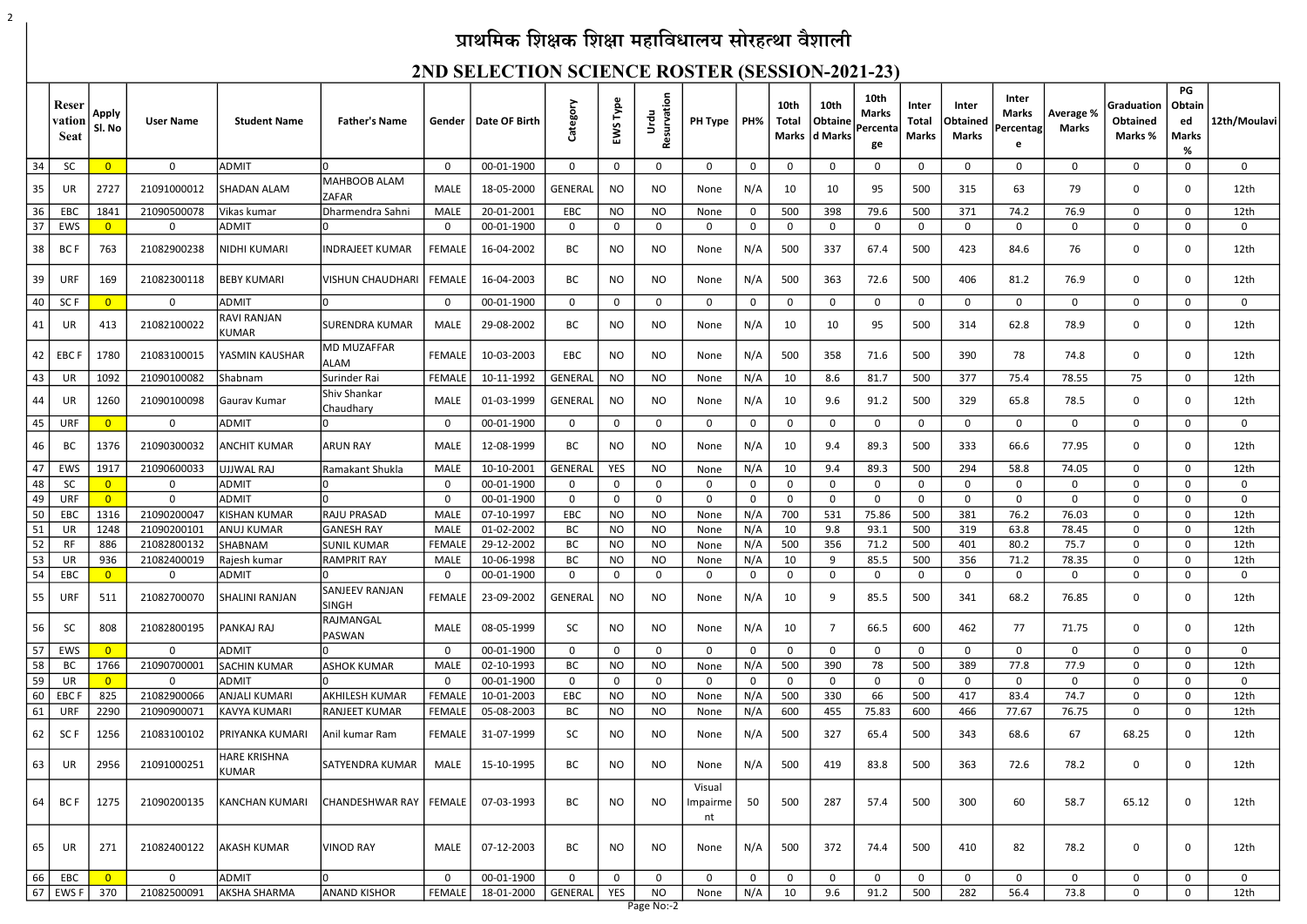# प्राथमिक शिक्षक शिक्षा महाविधालय सोरहत्था वैशाली

## 2ND SELECTION SCIENCE ROSTER (SESSION-2021-23)

| | Reservation Seat | Apply Sl. No | User Name | Student Name | Father's Name | Gender | Date OF Birth | Category | EWS Type | Urdu Resurvation | PH Type | PH% | 10th Total Marks | 10th Obtained Marks | 10th Marks Percentage | Inter Total Marks | Inter Obtained Marks | Inter Marks Percentage | Average % Marks | Graduation Obtained Marks % | PG Obtained Marks % | 12th/Moulavi |
|---|---|---|---|---|---|---|---|---|---|---|---|---|---|---|---|---|---|---|---|---|---|---|
| 34 | SC | 0 | 0 | ADMIT | 0 | 0 | 00-01-1900 | 0 | 0 | 0 | 0 | 0 | 0 | 0 | 0 | 0 | 0 | 0 | 0 | 0 | 0 | 0 |
| 35 | UR | 2727 | 21091000012 | SHADAN ALAM | MAHBOOB ALAM ZAFAR | MALE | 18-05-2000 | GENERAL | NO | NO | None | N/A | 10 | 10 | 95 | 500 | 315 | 63 | 79 | 0 | 0 | 12th |
| 36 | EBC | 1841 | 21090500078 | Vikas kumar | Dharmendra Sahni | MALE | 20-01-2001 | EBC | NO | NO | None | 0 | 500 | 398 | 79.6 | 500 | 371 | 74.2 | 76.9 | 0 | 0 | 12th |
| 37 | EWS | 0 | 0 | ADMIT | 0 | 0 | 00-01-1900 | 0 | 0 | 0 | 0 | 0 | 0 | 0 | 0 | 0 | 0 | 0 | 0 | 0 | 0 | 0 |
| 38 | BC F | 763 | 21082900238 | NIDHI KUMARI | INDRAJEET KUMAR | FEMALE | 16-04-2002 | BC | NO | NO | None | N/A | 500 | 337 | 67.4 | 500 | 423 | 84.6 | 76 | 0 | 0 | 12th |
| 39 | URF | 169 | 21082300118 | BEBY KUMARI | VISHUN CHAUDHARI | FEMALE | 16-04-2003 | BC | NO | NO | None | N/A | 500 | 363 | 72.6 | 500 | 406 | 81.2 | 76.9 | 0 | 0 | 12th |
| 40 | SC F | 0 | 0 | ADMIT | 0 | 0 | 00-01-1900 | 0 | 0 | 0 | 0 | 0 | 0 | 0 | 0 | 0 | 0 | 0 | 0 | 0 | 0 | 0 |
| 41 | UR | 413 | 21082100022 | RAVI RANJAN KUMAR | SURENDRA KUMAR | MALE | 29-08-2002 | BC | NO | NO | None | N/A | 10 | 10 | 95 | 500 | 314 | 62.8 | 78.9 | 0 | 0 | 12th |
| 42 | EBC F | 1780 | 21083100015 | YASMIN KAUSHAR | MD MUZAFFAR ALAM | FEMALE | 10-03-2003 | EBC | NO | NO | None | N/A | 500 | 358 | 71.6 | 500 | 390 | 78 | 74.8 | 0 | 0 | 12th |
| 43 | UR | 1092 | 21090100082 | Shabnam | Surinder Rai | FEMALE | 10-11-1992 | GENERAL | NO | NO | None | N/A | 10 | 8.6 | 81.7 | 500 | 377 | 75.4 | 78.55 | 75 | 0 | 12th |
| 44 | UR | 1260 | 21090100098 | Gaurav Kumar | Shiv Shankar Chaudhary | MALE | 01-03-1999 | GENERAL | NO | NO | None | N/A | 10 | 9.6 | 91.2 | 500 | 329 | 65.8 | 78.5 | 0 | 0 | 12th |
| 45 | URF | 0 | 0 | ADMIT | 0 | 0 | 00-01-1900 | 0 | 0 | 0 | 0 | 0 | 0 | 0 | 0 | 0 | 0 | 0 | 0 | 0 | 0 | 0 |
| 46 | BC | 1376 | 21090300032 | ANCHIT KUMAR | ARUN RAY | MALE | 12-08-1999 | BC | NO | NO | None | N/A | 10 | 9.4 | 89.3 | 500 | 333 | 66.6 | 77.95 | 0 | 0 | 12th |
| 47 | EWS | 1917 | 21090600033 | UJJWAL RAJ | Ramakant Shukla | MALE | 10-10-2001 | GENERAL | YES | NO | None | N/A | 10 | 9.4 | 89.3 | 500 | 294 | 58.8 | 74.05 | 0 | 0 | 12th |
| 48 | SC | 0 | 0 | ADMIT | 0 | 0 | 00-01-1900 | 0 | 0 | 0 | 0 | 0 | 0 | 0 | 0 | 0 | 0 | 0 | 0 | 0 | 0 | 0 |
| 49 | URF | 0 | 0 | ADMIT | 0 | 0 | 00-01-1900 | 0 | 0 | 0 | 0 | 0 | 0 | 0 | 0 | 0 | 0 | 0 | 0 | 0 | 0 | 0 |
| 50 | EBC | 1316 | 21090200047 | KISHAN KUMAR | RAJU PRASAD | MALE | 07-10-1997 | EBC | NO | NO | None | N/A | 700 | 531 | 75.86 | 500 | 381 | 76.2 | 76.03 | 0 | 0 | 12th |
| 51 | UR | 1248 | 21090200101 | ANUJ KUMAR | GANESH RAY | MALE | 01-02-2002 | BC | NO | NO | None | N/A | 10 | 9.8 | 93.1 | 500 | 319 | 63.8 | 78.45 | 0 | 0 | 12th |
| 52 | RF | 886 | 21082800132 | SHABNAM | SUNIL KUMAR | FEMALE | 29-12-2002 | BC | NO | NO | None | N/A | 500 | 356 | 71.2 | 500 | 401 | 80.2 | 75.7 | 0 | 0 | 12th |
| 53 | UR | 936 | 21082400019 | Rajesh kumar | RAMPRIT RAY | MALE | 10-06-1998 | BC | NO | NO | None | N/A | 10 | 9 | 85.5 | 500 | 356 | 71.2 | 78.35 | 0 | 0 | 12th |
| 54 | EBC | 0 | 0 | ADMIT | 0 | 0 | 00-01-1900 | 0 | 0 | 0 | 0 | 0 | 0 | 0 | 0 | 0 | 0 | 0 | 0 | 0 | 0 | 0 |
| 55 | URF | 511 | 21082700070 | SHALINI RANJAN | SANJEEV RANJAN SINGH | FEMALE | 23-09-2002 | GENERAL | NO | NO | None | N/A | 10 | 9 | 85.5 | 500 | 341 | 68.2 | 76.85 | 0 | 0 | 12th |
| 56 | SC | 808 | 21082800195 | PANKAJ RAJ | RAJMANGAL PASWAN | MALE | 08-05-1999 | SC | NO | NO | None | N/A | 10 | 7 | 66.5 | 600 | 462 | 77 | 71.75 | 0 | 0 | 12th |
| 57 | EWS | 0 | 0 | ADMIT | 0 | 0 | 00-01-1900 | 0 | 0 | 0 | 0 | 0 | 0 | 0 | 0 | 0 | 0 | 0 | 0 | 0 | 0 | 0 |
| 58 | BC | 1766 | 21090700001 | SACHIN KUMAR | ASHOK KUMAR | MALE | 02-10-1993 | BC | NO | NO | None | N/A | 500 | 390 | 78 | 500 | 389 | 77.8 | 77.9 | 0 | 0 | 12th |
| 59 | UR | 0 | 0 | ADMIT | 0 | 0 | 00-01-1900 | 0 | 0 | 0 | 0 | 0 | 0 | 0 | 0 | 0 | 0 | 0 | 0 | 0 | 0 | 0 |
| 60 | EBC F | 825 | 21082900066 | ANJALI KUMARI | AKHILESH KUMAR | FEMALE | 10-01-2003 | EBC | NO | NO | None | N/A | 500 | 330 | 66 | 500 | 417 | 83.4 | 74.7 | 0 | 0 | 12th |
| 61 | URF | 2290 | 21090900071 | KAVYA KUMARI | RANJEET KUMAR | FEMALE | 05-08-2003 | BC | NO | NO | None | N/A | 600 | 455 | 75.83 | 600 | 466 | 77.67 | 76.75 | 0 | 0 | 12th |
| 62 | SC F | 1256 | 21083100102 | PRIYANKA KUMARI | Anil kumar Ram | FEMALE | 31-07-1999 | SC | NO | NO | None | N/A | 500 | 327 | 65.4 | 500 | 343 | 68.6 | 67 | 68.25 | 0 | 12th |
| 63 | UR | 2956 | 21091000251 | HARE KRISHNA KUMAR | SATYENDRA KUMAR | MALE | 15-10-1995 | BC | NO | NO | None | N/A | 500 | 419 | 83.8 | 500 | 363 | 72.6 | 78.2 | 0 | 0 | 12th |
| 64 | BC F | 1275 | 21090200135 | KANCHAN KUMARI | CHANDESHWAR RAY | FEMALE | 07-03-1993 | BC | NO | NO | Visual Impairment | 50 | 500 | 287 | 57.4 | 500 | 300 | 60 | 58.7 | 65.12 | 0 | 12th |
| 65 | UR | 271 | 21082400122 | AKASH KUMAR | VINOD RAY | MALE | 07-12-2003 | BC | NO | NO | None | N/A | 500 | 372 | 74.4 | 500 | 410 | 82 | 78.2 | 0 | 0 | 12th |
| 66 | EBC | 0 | 0 | ADMIT | 0 | 0 | 00-01-1900 | 0 | 0 | 0 | 0 | 0 | 0 | 0 | 0 | 0 | 0 | 0 | 0 | 0 | 0 | 0 |
| 67 | EWS F | 370 | 21082500091 | AKSHA SHARMA | ANAND KISHOR | FEMALE | 18-01-2000 | GENERAL | YES | NO | None | N/A | 10 | 9.6 | 91.2 | 500 | 282 | 56.4 | 73.8 | 0 | 0 | 12th |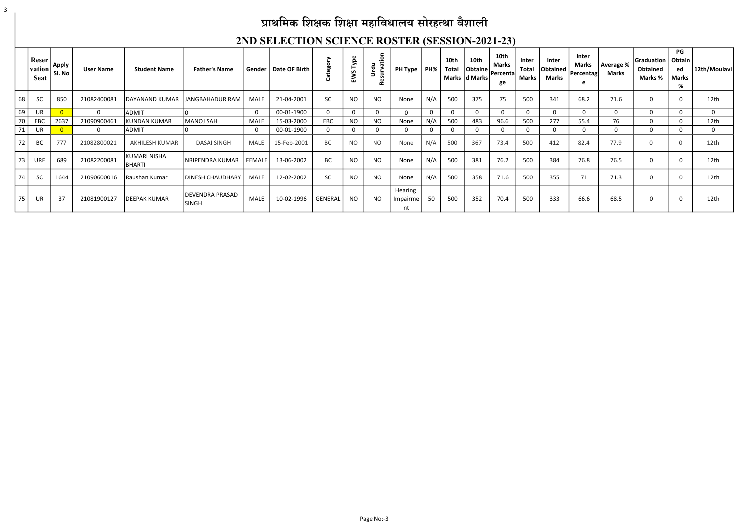# प्राथमिक शिक्षक शिक्षा महाविधालय सोरहत्था वैशाली

## 2ND SELECTION SCIENCE ROSTER (SESSION-2021-23)

| | Reservation Seat | Apply Sl. No | User Name | Student Name | Father's Name | Gender | Date OF Birth | Category | EWS Type | Urdu Resurvation | PH Type | PH% | 10th Total Marks | 10th Obtained Marks | 10th Marks Percentage | Inter Total Marks | Inter Obtained Marks | Inter Marks Percentage | Average % Marks | Graduation Obtained Marks % | PG Obtained Marks % | 12th/Moulavi |
|---|---|---|---|---|---|---|---|---|---|---|---|---|---|---|---|---|---|---|---|---|---|---|
| 68 | SC | 850 | 21082400081 | DAYANAND KUMAR | JANGBAHADUR RAM | MALE | 21-04-2001 | SC | NO | NO | None | N/A | 500 | 375 | 75 | 500 | 341 | 68.2 | 71.6 | 0 | 0 | 12th |
| 69 | UR | 0 | 0 | ADMIT | 0 | 0 | 00-01-1900 | 0 | 0 | 0 | 0 | 0 | 0 | 0 | 0 | 0 | 0 | 0 | 0 | 0 | 0 | 0 |
| 70 | EBC | 2637 | 21090900461 | KUNDAN KUMAR | MANOJ SAH | MALE | 15-03-2000 | EBC | NO | NO | None | N/A | 500 | 483 | 96.6 | 500 | 277 | 55.4 | 76 | 0 | 0 | 12th |
| 71 | UR | 0 | 0 | ADMIT | 0 | 0 | 00-01-1900 | 0 | 0 | 0 | 0 | 0 | 0 | 0 | 0 | 0 | 0 | 0 | 0 | 0 | 0 | 0 |
| 72 | BC | 777 | 21082800021 | AKHILESH KUMAR | DASAI SINGH | MALE | 15-Feb-2001 | BC | NO | NO | None | N/A | 500 | 367 | 73.4 | 500 | 412 | 82.4 | 77.9 | 0 | 0 | 12th |
| 73 | URF | 689 | 21082200081 | KUMARI NISHA BHARTI | NRIPENDRA KUMAR | FEMALE | 13-06-2002 | BC | NO | NO | None | N/A | 500 | 381 | 76.2 | 500 | 384 | 76.8 | 76.5 | 0 | 0 | 12th |
| 74 | SC | 1644 | 21090600016 | Raushan Kumar | DINESH CHAUDHARY | MALE | 12-02-2002 | SC | NO | NO | None | N/A | 500 | 358 | 71.6 | 500 | 355 | 71 | 71.3 | 0 | 0 | 12th |
| 75 | UR | 37 | 21081900127 | DEEPAK KUMAR | DEVENDRA PRASAD SINGH | MALE | 10-02-1996 | GENERAL | NO | NO | Hearing Impairment | 50 | 500 | 352 | 70.4 | 500 | 333 | 66.6 | 68.5 | 0 | 0 | 12th |